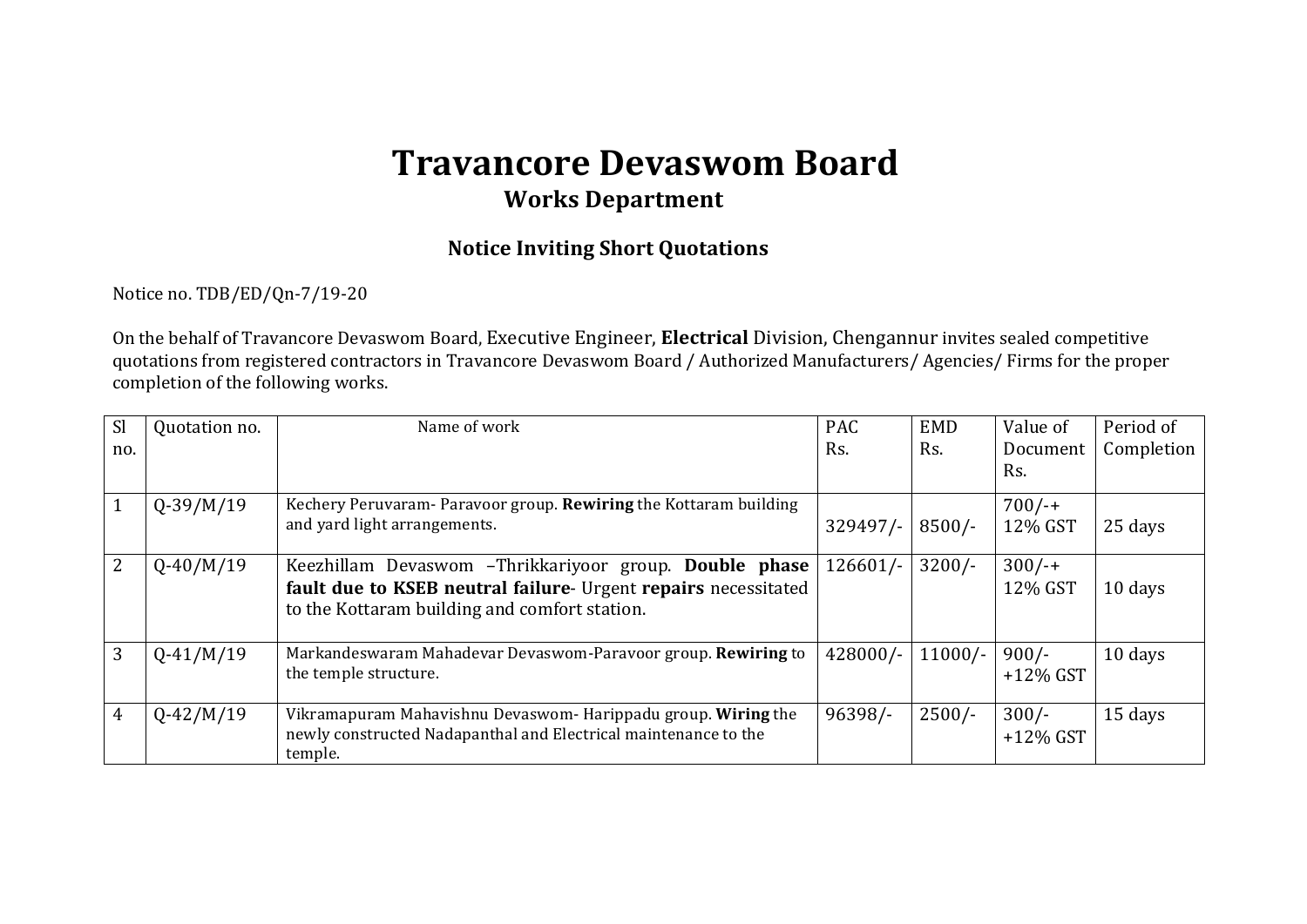# Travancore Devaswom Board

## Works Department

### Notice Inviting Short Quotations

Notice no. TDB/ED/Qn-7/19-20

On the behalf of Travancore Devaswom Board, Executive Engineer, **Electrical** Division, Chengannur invites sealed competitive quotations from registered contractors in Travancore Devaswom Board / Authorized Manufacturers/ Agencies/ Firms for the proper completion of the following works.

| Sl no. | Quotation no. | Name of work | PAC Rs. | EMD Rs. | Value of Document Rs. | Period of Completion |
|---|---|---|---|---|---|---|
| 1 | Q-39/M/19 | Kechery Peruvaram- Paravoor group. **Rewiring** the Kottaram building and yard light arrangements. | 329497/- | 8500/- | 700/-+ 12% GST | 25 days |
| 2 | Q-40/M/19 | Keezhillam Devaswom –Thrikkariyoor group. **Double phase fault due to KSEB neutral failure**- Urgent **repairs** necessitated to the Kottaram building and comfort station. | 126601/- | 3200/- | 300/-+ 12% GST | 10 days |
| 3 | Q-41/M/19 | Markandeswaram Mahadevar Devaswom-Paravoor group. **Rewiring** to the temple structure. | 428000/- | 11000/- | 900/- +12% GST | 10 days |
| 4 | Q-42/M/19 | Vikramapuram Mahavishnu Devaswom- Harippadu group. **Wiring** the newly constructed Nadapanthal and Electrical maintenance to the temple. | 96398/- | 2500/- | 300/- +12% GST | 15 days |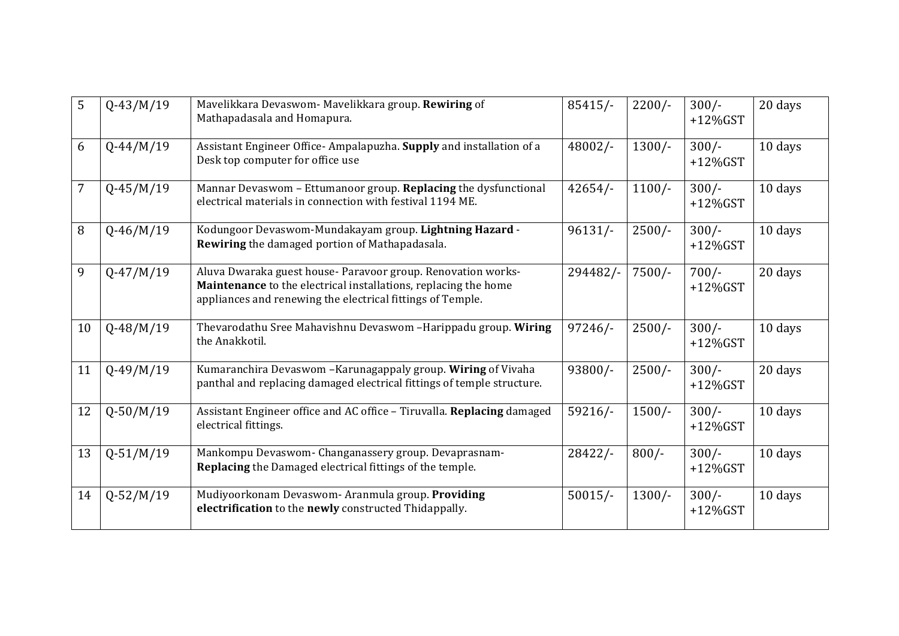| 5 | Q-43/M/19 | Mavelikkara Devaswom- Mavelikkara group. **Rewiring** of Mathapadasala and Homapura. | 85415/- | 2200/- | 300/- +12%GST | 20 days |
|---|---|---|---|---|---|---|
| 6 | Q-44/M/19 | Assistant Engineer Office- Ampalapuzha. **Supply** and installation of a Desk top computer for office use | 48002/- | 1300/- | 300/- +12%GST | 10 days |
| 7 | Q-45/M/19 | Mannar Devaswom – Ettumanoor group. **Replacing** the dysfunctional electrical materials in connection with festival 1194 ME. | 42654/- | 1100/- | 300/- +12%GST | 10 days |
| 8 | Q-46/M/19 | Kodungoor Devaswom-Mundakayam group. **Lightning Hazard** - **Rewiring** the damaged portion of Mathapadasala. | 96131/- | 2500/- | 300/- +12%GST | 10 days |
| 9 | Q-47/M/19 | Aluva Dwaraka guest house- Paravoor group. Renovation works- **Maintenance** to the electrical installations, replacing the home appliances and renewing the electrical fittings of Temple. | 294482/- | 7500/- | 700/- +12%GST | 20 days |
| 10 | Q-48/M/19 | Thevarodathu Sree Mahavishnu Devaswom –Harippadu group. **Wiring** the Anakkotil. | 97246/- | 2500/- | 300/- +12%GST | 10 days |
| 11 | Q-49/M/19 | Kumaranchira Devaswom –Karunagappaly group. **Wiring** of Vivaha panthal and replacing damaged electrical fittings of temple structure. | 93800/- | 2500/- | 300/- +12%GST | 20 days |
| 12 | Q-50/M/19 | Assistant Engineer office and AC office – Tiruvalla. **Replacing** damaged electrical fittings. | 59216/- | 1500/- | 300/- +12%GST | 10 days |
| 13 | Q-51/M/19 | Mankompu Devaswom- Changanassery group. Devaprasnam- **Replacing** the Damaged electrical fittings of the temple. | 28422/- | 800/- | 300/- +12%GST | 10 days |
| 14 | Q-52/M/19 | Mudiyoorkonam Devaswom- Aranmula group. **Providing electrification** to the **newly** constructed Thidappally. | 50015/- | 1300/- | 300/- +12%GST | 10 days |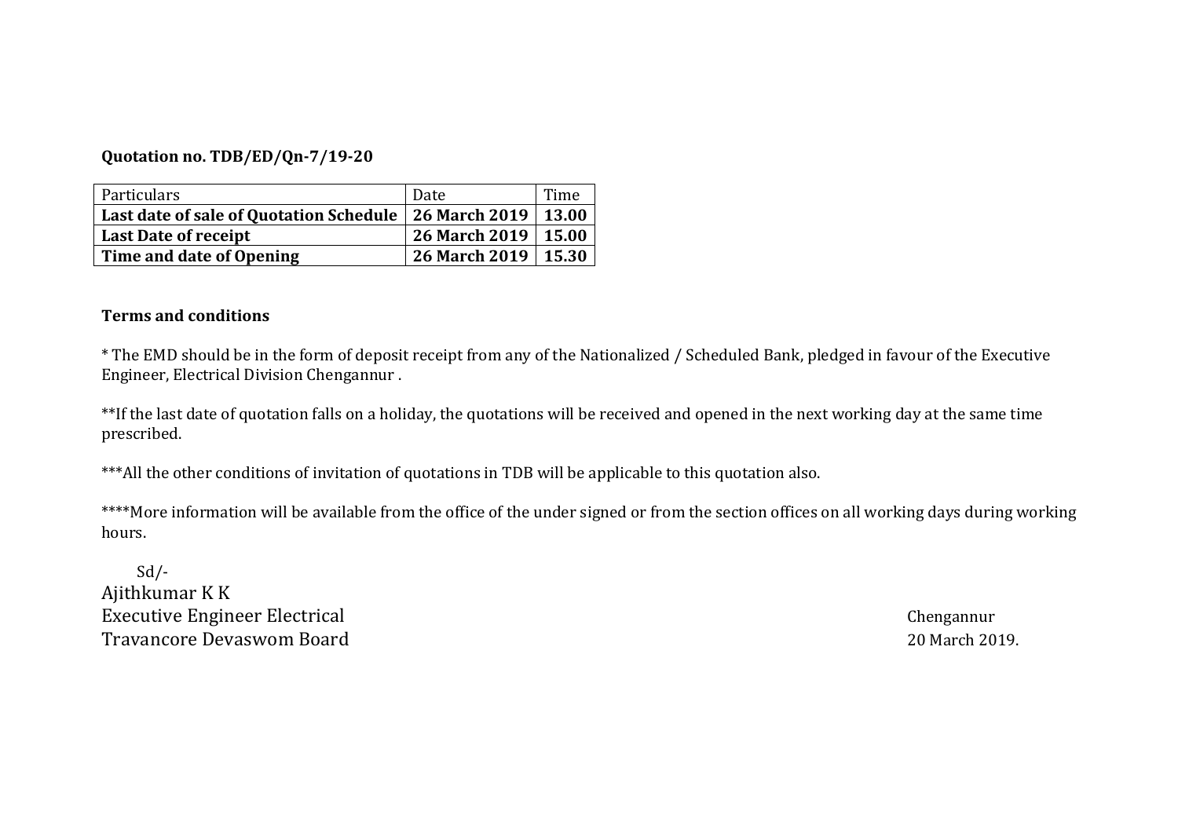**Quotation no. TDB/ED/Qn-7/19-20**

| Particulars | Date | Time |
|---|---|---|
| **Last date of sale of Quotation Schedule** | **26 March 2019** | **13.00** |
| **Last Date of receipt** | **26 March 2019** | **15.00** |
| **Time and date of Opening** | **26 March 2019** | **15.30** |

**Terms and conditions**

* The EMD should be in the form of deposit receipt from any of the Nationalized / Scheduled Bank, pledged in favour of the Executive Engineer, Electrical Division Chengannur .

**If the last date of quotation falls on a holiday, the quotations will be received and opened in the next working day at the same time prescribed.

***All the other conditions of invitation of quotations in TDB will be applicable to this quotation also.

****More information will be available from the office of the under signed or from the section offices on all working days during working hours.

Sd/-
Ajithkumar K K
Executive Engineer Electrical
Travancore Devaswom Board

Chengannur
20 March 2019.